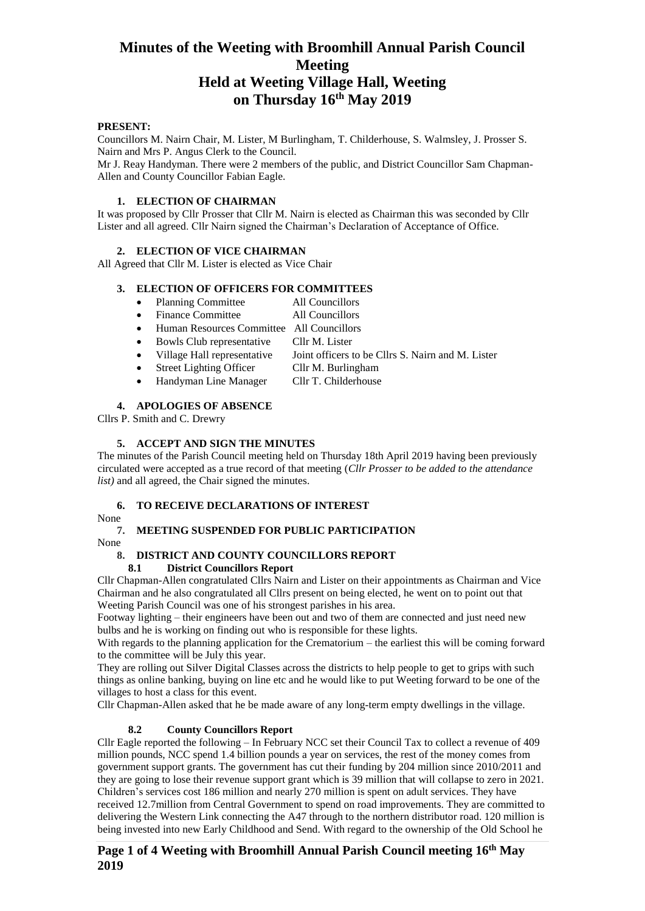# Minutes of the Weeting with Broomhill Annual Parish Council Meeting
# Held at Weeting Village Hall, Weeting
# on Thursday 16th May 2019

**PRESENT:**

Councillors M. Nairn Chair, M. Lister, M Burlingham, T. Childerhouse, S. Walmsley, J. Prosser S. Nairn and Mrs P. Angus Clerk to the Council.

Mr J. Reay Handyman. There were 2 members of the public, and District Councillor Sam Chapman-Allen and County Councillor Fabian Eagle.

## 1. ELECTION OF CHAIRMAN

It was proposed by Cllr Prosser that Cllr M. Nairn is elected as Chairman this was seconded by Cllr Lister and all agreed. Cllr Nairn signed the Chairman's Declaration of Acceptance of Office.

## 2. ELECTION OF VICE CHAIRMAN

All Agreed that Cllr M. Lister is elected as Vice Chair

## 3. ELECTION OF OFFICERS FOR COMMITTEES

- Planning Committee — All Councillors
- Finance Committee — All Councillors
- Human Resources Committee — All Councillors
- Bowls Club representative — Cllr M. Lister
- Village Hall representative — Joint officers to be Cllrs S. Nairn and M. Lister
- Street Lighting Officer — Cllr M. Burlingham
- Handyman Line Manager — Cllr T. Childerhouse

## 4. APOLOGIES OF ABSENCE

Cllrs P. Smith and C. Drewry

## 5. ACCEPT AND SIGN THE MINUTES

The minutes of the Parish Council meeting held on Thursday 18th April 2019 having been previously circulated were accepted as a true record of that meeting (*Cllr Prosser to be added to the attendance list)* and all agreed, the Chair signed the minutes.

## 6. TO RECEIVE DECLARATIONS OF INTEREST

None

## 7. MEETING SUSPENDED FOR PUBLIC PARTICIPATION

None

## 8. DISTRICT AND COUNTY COUNCILLORS REPORT

### 8.1 District Councillors Report

Cllr Chapman-Allen congratulated Cllrs Nairn and Lister on their appointments as Chairman and Vice Chairman and he also congratulated all Cllrs present on being elected, he went on to point out that Weeting Parish Council was one of his strongest parishes in his area.

Footway lighting – their engineers have been out and two of them are connected and just need new bulbs and he is working on finding out who is responsible for these lights.

With regards to the planning application for the Crematorium – the earliest this will be coming forward to the committee will be July this year.

They are rolling out Silver Digital Classes across the districts to help people to get to grips with such things as online banking, buying on line etc and he would like to put Weeting forward to be one of the villages to host a class for this event.

Cllr Chapman-Allen asked that he be made aware of any long-term empty dwellings in the village.

### 8.2 County Councillors Report

Cllr Eagle reported the following – In February NCC set their Council Tax to collect a revenue of 409 million pounds, NCC spend 1.4 billion pounds a year on services, the rest of the money comes from government support grants. The government has cut their funding by 204 million since 2010/2011 and they are going to lose their revenue support grant which is 39 million that will collapse to zero in 2021. Children's services cost 186 million and nearly 270 million is spent on adult services. They have received 12.7million from Central Government to spend on road improvements. They are committed to delivering the Western Link connecting the A47 through to the northern distributor road. 120 million is being invested into new Early Childhood and Send. With regard to the ownership of the Old School he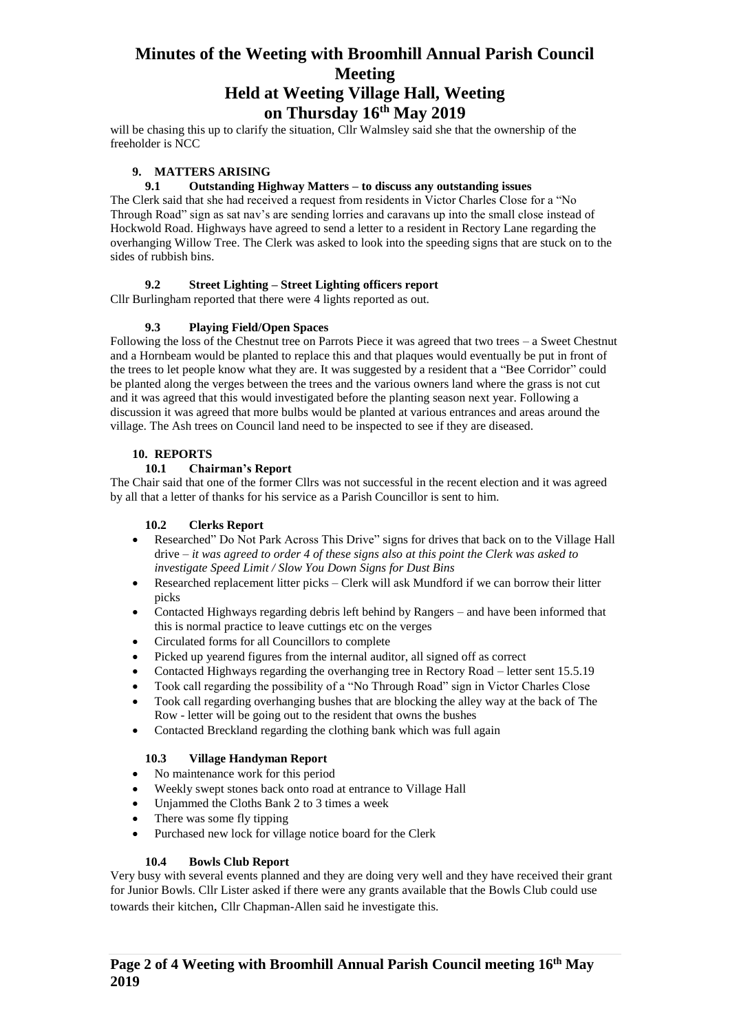will be chasing this up to clarify the situation, Cllr Walmsley said she that the ownership of the freeholder is NCC

## 9. MATTERS ARISING

### 9.1 Outstanding Highway Matters – to discuss any outstanding issues

The Clerk said that she had received a request from residents in Victor Charles Close for a "No Through Road" sign as sat nav's are sending lorries and caravans up into the small close instead of Hockwold Road. Highways have agreed to send a letter to a resident in Rectory Lane regarding the overhanging Willow Tree. The Clerk was asked to look into the speeding signs that are stuck on to the sides of rubbish bins.

### 9.2 Street Lighting – Street Lighting officers report

Cllr Burlingham reported that there were 4 lights reported as out.

### 9.3 Playing Field/Open Spaces

Following the loss of the Chestnut tree on Parrots Piece it was agreed that two trees – a Sweet Chestnut and a Hornbeam would be planted to replace this and that plaques would eventually be put in front of the trees to let people know what they are. It was suggested by a resident that a "Bee Corridor" could be planted along the verges between the trees and the various owners land where the grass is not cut and it was agreed that this would investigated before the planting season next year. Following a discussion it was agreed that more bulbs would be planted at various entrances and areas around the village. The Ash trees on Council land need to be inspected to see if they are diseased.

## 10. REPORTS

### 10.1 Chairman's Report

The Chair said that one of the former Cllrs was not successful in the recent election and it was agreed by all that a letter of thanks for his service as a Parish Councillor is sent to him.

### 10.2 Clerks Report

- Researched" Do Not Park Across This Drive" signs for drives that back on to the Village Hall drive – *it was agreed to order 4 of these signs also at this point the Clerk was asked to investigate Speed Limit / Slow You Down Signs for Dust Bins*
- Researched replacement litter picks – Clerk will ask Mundford if we can borrow their litter picks
- Contacted Highways regarding debris left behind by Rangers – and have been informed that this is normal practice to leave cuttings etc on the verges
- Circulated forms for all Councillors to complete
- Picked up yearend figures from the internal auditor, all signed off as correct
- Contacted Highways regarding the overhanging tree in Rectory Road – letter sent 15.5.19
- Took call regarding the possibility of a "No Through Road" sign in Victor Charles Close
- Took call regarding overhanging bushes that are blocking the alley way at the back of The Row - letter will be going out to the resident that owns the bushes
- Contacted Breckland regarding the clothing bank which was full again

### 10.3 Village Handyman Report

- No maintenance work for this period
- Weekly swept stones back onto road at entrance to Village Hall
- Unjammed the Cloths Bank 2 to 3 times a week
- There was some fly tipping
- Purchased new lock for village notice board for the Clerk

### 10.4 Bowls Club Report

Very busy with several events planned and they are doing very well and they have received their grant for Junior Bowls. Cllr Lister asked if there were any grants available that the Bowls Club could use towards their kitchen, Cllr Chapman-Allen said he investigate this.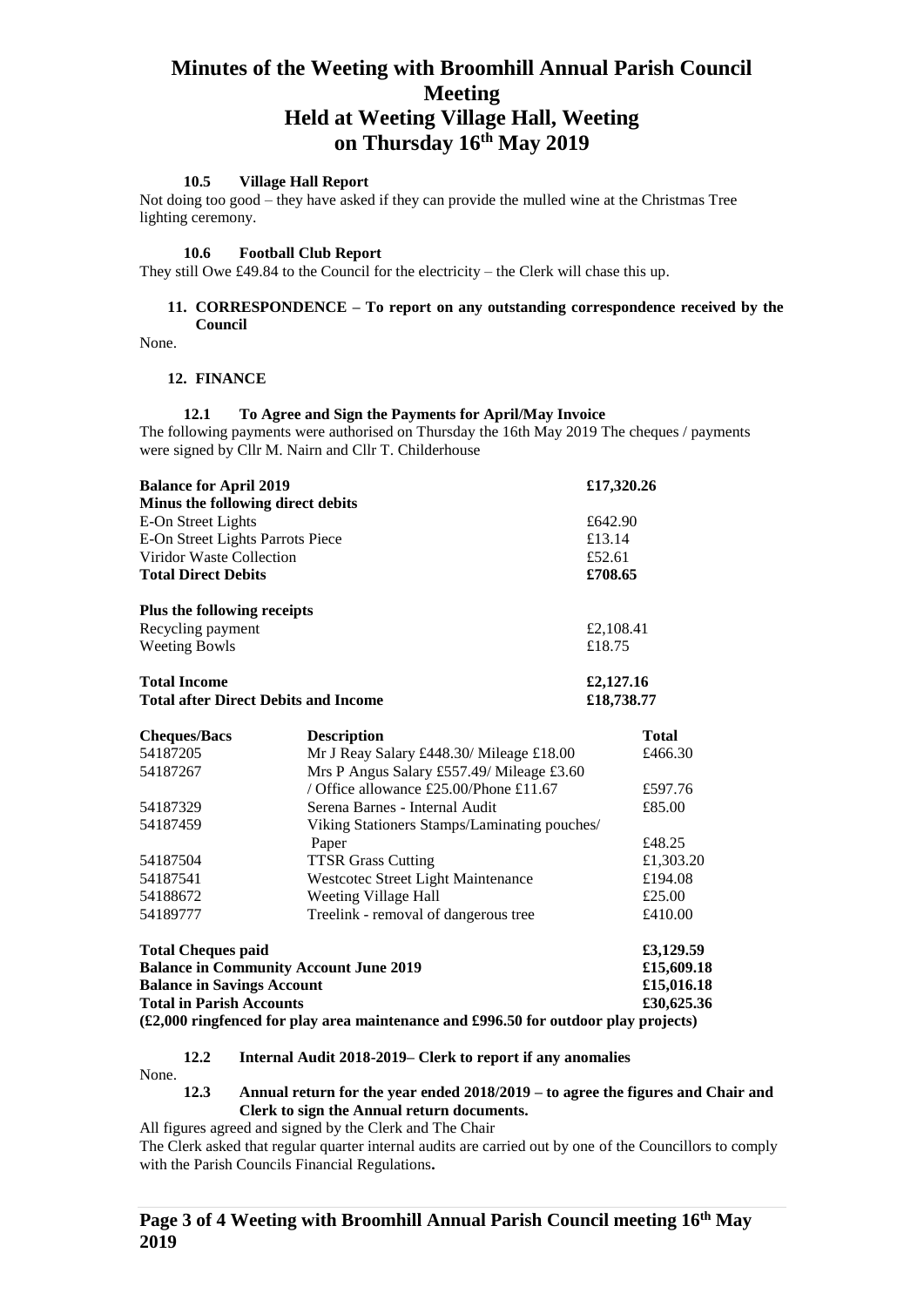# Minutes of the Weeting with Broomhill Annual Parish Council Meeting
# Held at Weeting Village Hall, Weeting
# on Thursday 16th May 2019

### 10.5 Village Hall Report

Not doing too good – they have asked if they can provide the mulled wine at the Christmas Tree lighting ceremony.

### 10.6 Football Club Report

They still Owe £49.84 to the Council for the electricity – the Clerk will chase this up.

## 11. CORRESPONDENCE – To report on any outstanding correspondence received by the Council

None.

## 12. FINANCE

### 12.1 To Agree and Sign the Payments for April/May Invoice

The following payments were authorised on Thursday the 16th May 2019 The cheques / payments were signed by Cllr M. Nairn and Cllr T. Childerhouse

| | |
|---|---|
| **Balance for April 2019** | **£17,320.26** |
| **Minus the following direct debits** | |
| E-On Street Lights | £642.90 |
| E-On Street Lights Parrots Piece | £13.14 |
| Viridor Waste Collection | £52.61 |
| **Total Direct Debits** | **£708.65** |
| | |
| **Plus the following receipts** | |
| Recycling payment | £2,108.41 |
| Weeting Bowls | £18.75 |
| | |
| **Total Income** | **£2,127.16** |
| **Total after Direct Debits and Income** | **£18,738.77** |

| Cheques/Bacs | Description | Total |
|---|---|---|
| 54187205 | Mr J Reay Salary £448.30/ Mileage £18.00 | £466.30 |
| 54187267 | Mrs P Angus Salary £557.49/ Mileage £3.60 / Office allowance £25.00/Phone £11.67 | £597.76 |
| 54187329 | Serena Barnes - Internal Audit | £85.00 |
| 54187459 | Viking Stationers Stamps/Laminating pouches/ Paper | £48.25 |
| 54187504 | TTSR Grass Cutting | £1,303.20 |
| 54187541 | Westcotec Street Light Maintenance | £194.08 |
| 54188672 | Weeting Village Hall | £25.00 |
| 54189777 | Treelink - removal of dangerous tree | £410.00 |

| | |
|---|---|
| **Total Cheques paid** | **£3,129.59** |
| **Balance in Community Account June 2019** | **£15,609.18** |
| **Balance in Savings Account** | **£15,016.18** |
| **Total in Parish Accounts** | **£30,625.36** |

**(£2,000 ringfenced for play area maintenance and £996.50 for outdoor play projects)**

### 12.2 Internal Audit 2018-2019– Clerk to report if any anomalies

None.

### 12.3 Annual return for the year ended 2018/2019 – to agree the figures and Chair and Clerk to sign the Annual return documents.

All figures agreed and signed by the Clerk and The Chair

The Clerk asked that regular quarter internal audits are carried out by one of the Councillors to comply with the Parish Councils Financial Regulations**.**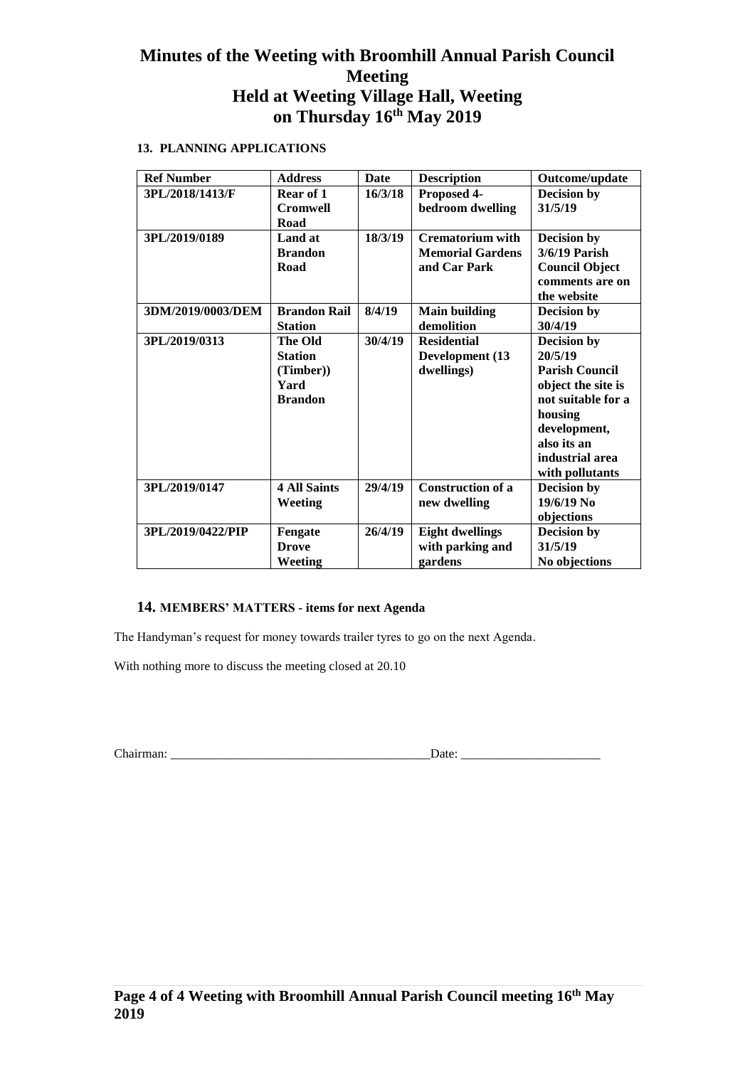# Minutes of the Weeting with Broomhill Annual Parish Council Meeting
# Held at Weeting Village Hall, Weeting
# on Thursday 16th May 2019

### 13. PLANNING APPLICATIONS

| Ref Number | Address | Date | Description | Outcome/update |
|---|---|---|---|---|
| **3PL/2018/1413/F** | **Rear of 1 Cromwell Road** | **16/3/18** | **Proposed 4-bedroom dwelling** | **Decision by 31/5/19** |
| **3PL/2019/0189** | **Land at Brandon Road** | **18/3/19** | **Crematorium with Memorial Gardens and Car Park** | **Decision by 3/6/19 Parish Council Object comments are on the website** |
| **3DM/2019/0003/DEM** | **Brandon Rail Station** | **8/4/19** | **Main building demolition** | **Decision by 30/4/19** |
| **3PL/2019/0313** | **The Old Station (Timber)) Yard Brandon** | **30/4/19** | **Residential Development (13 dwellings)** | **Decision by 20/5/19 Parish Council object the site is not suitable for a housing development, also its an industrial area with pollutants** |
| **3PL/2019/0147** | **4 All Saints Weeting** | **29/4/19** | **Construction of a new dwelling** | **Decision by 19/6/19 No objections** |
| **3PL/2019/0422/PIP** | **Fengate Drove Weeting** | **26/4/19** | **Eight dwellings with parking and gardens** | **Decision by 31/5/19 No objections** |

### 14. MEMBERS' MATTERS - items for next Agenda

The Handyman's request for money towards trailer tyres to go on the next Agenda.

With nothing more to discuss the meeting closed at 20.10

Chairman: ________________________________________ Date: ______________________